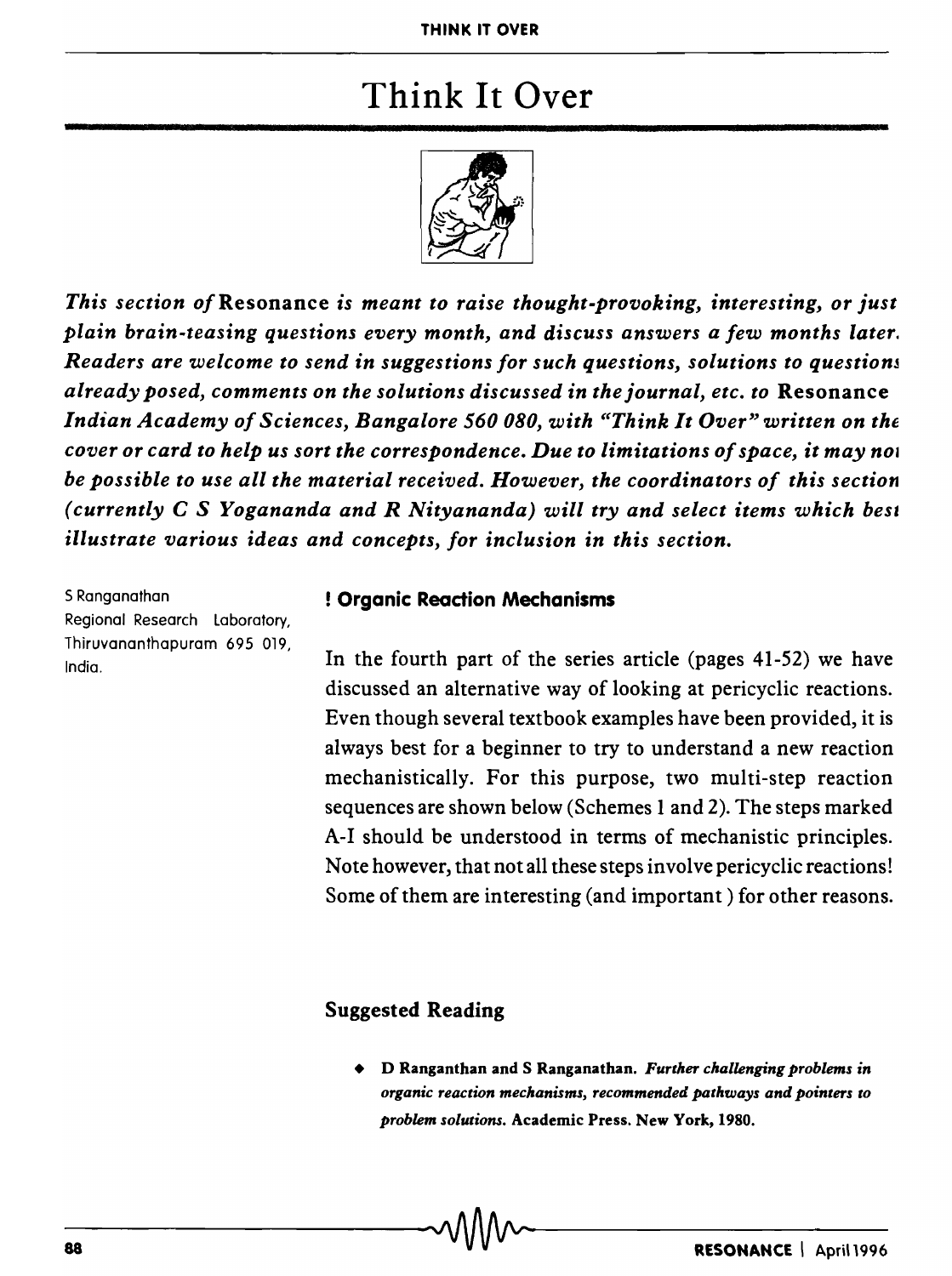# Think It Over

*This section of* **Resonance** *is meant to raise thought-provoking, interesting, or just plain brain-teasing questions every month, and discuss answers a few months later. Readers are welcome to send in suggestions for such questions, solutions to questions already posed, comments on the solutions discussed in the journal, etc. to* **Resonance** *Indian Academy of Sciences, Bangalore 560 080, with "Think It Over" written on the cover or card to help us sort the correspondence. Due to limitations of space, it may not be possible to use all the material received. However, the coordinators of this section (currently C S Yogananda and R Nityananda) will try and select items which best illustrate various ideas and concepts, for inclusion in this section.*

S Ranganathan
Regional Research Laboratory,
Thiruvananthapuram 695 019,
India.

## ! Organic Reaction Mechanisms

In the fourth part of the series article (pages 41-52) we have discussed an alternative way of looking at pericyclic reactions. Even though several textbook examples have been provided, it is always best for a beginner to try to understand a new reaction mechanistically. For this purpose, two multi-step reaction sequences are shown below (Schemes 1 and 2). The steps marked A-I should be understood in terms of mechanistic principles. Note however, that not all these steps involve pericyclic reactions! Some of them are interesting (and important) for other reasons.

### Suggested Reading

- **D Ranganthan and S Ranganathan.** ***Further challenging problems in organic reaction mechanisms, recommended pathways and pointers to problem solutions.*** **Academic Press. New York, 1980.**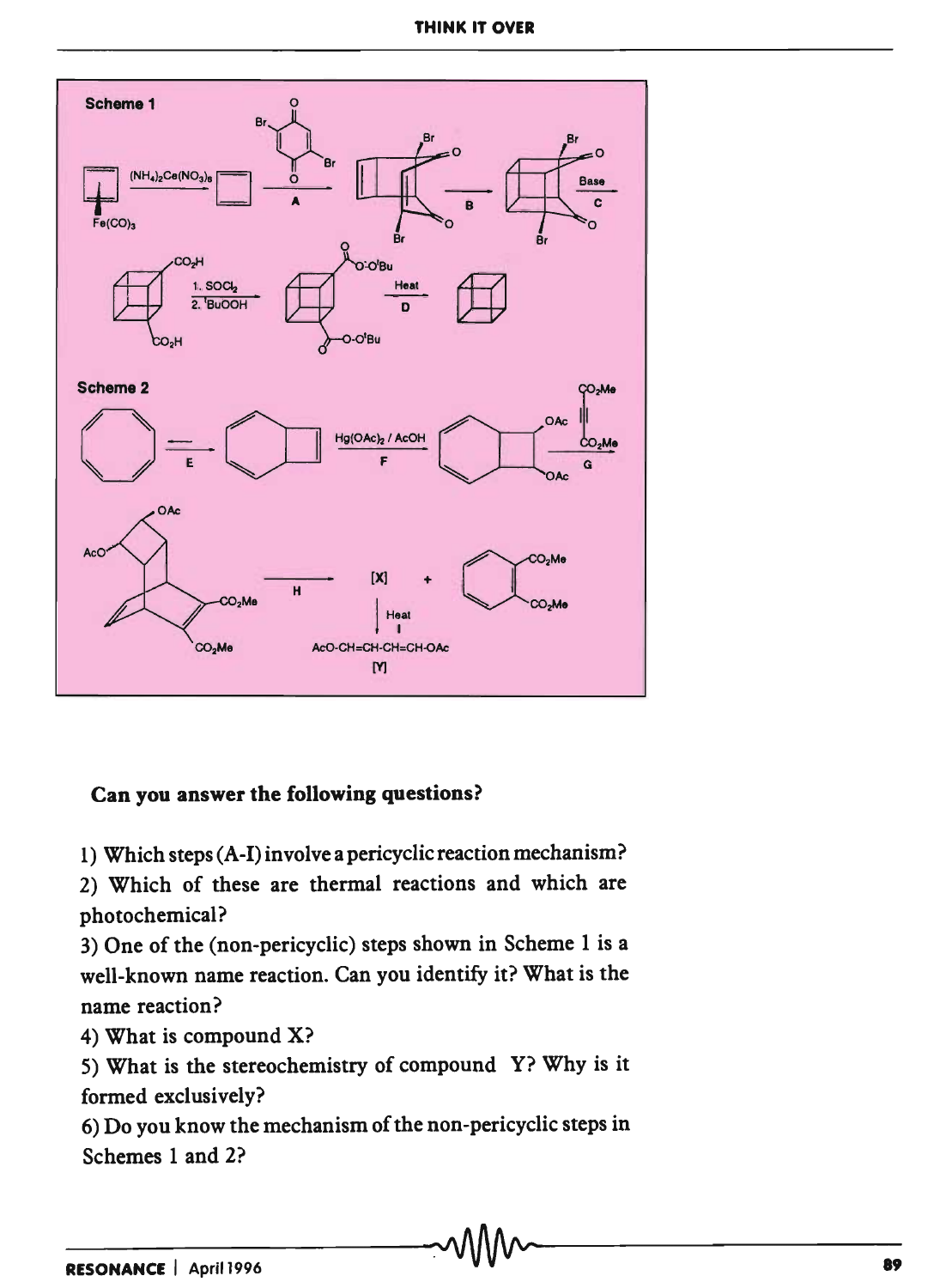Scheme 1

$(NH_4)_2Ce(NO_3)_6$

A

B

Base

C

Br

O

$Fe(CO)_3$

$CO_2H$

1. $SOCl_2$

2. $^tBuOOH$

$O\text{-}O^tBu$

Heat

D

Scheme 2

E

$Hg(OAc)_2$ / AcOH

F

OAc

$CO_2Me$

G

H

[X]

+

Heat

I

AcO-CH=CH-CH=CH-OAc

[Y]

**Can you answer the following questions?**

1) Which steps (A-I) involve a pericyclic reaction mechanism?

2) Which of these are thermal reactions and which are photochemical?

3) One of the (non-pericyclic) steps shown in Scheme 1 is a well-known name reaction. Can you identify it? What is the name reaction?

4) What is compound X?

5) What is the stereochemistry of compound Y? Why is it formed exclusively?

6) Do you know the mechanism of the non-pericyclic steps in Schemes 1 and 2?